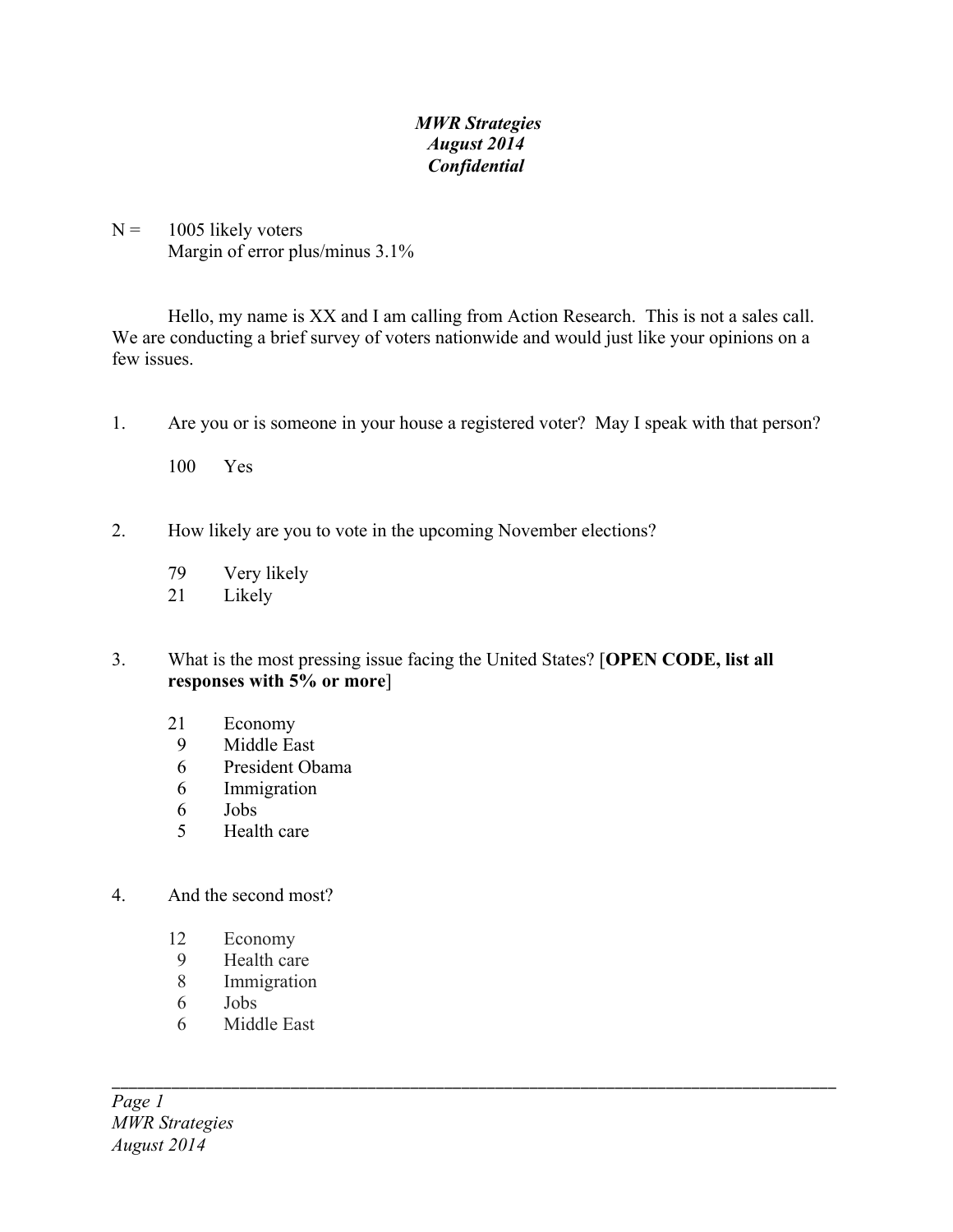*MWR Strategies*
*August 2014*
*Confidential*

N = 1005 likely voters
Margin of error plus/minus 3.1%

Hello, my name is XX and I am calling from Action Research. This is not a sales call. We are conducting a brief survey of voters nationwide and would just like your opinions on a few issues.

1. Are you or is someone in your house a registered voter? May I speak with that person?

    100 Yes

2. How likely are you to vote in the upcoming November elections?

    79 Very likely
    21 Likely

3. What is the most pressing issue facing the United States? [**OPEN CODE, list all responses with 5% or more**]

    21 Economy
    9 Middle East
    6 President Obama
    6 Immigration
    6 Jobs
    5 Health care

4. And the second most?

    12 Economy
    9 Health care
    8 Immigration
    6 Jobs
    6 Middle East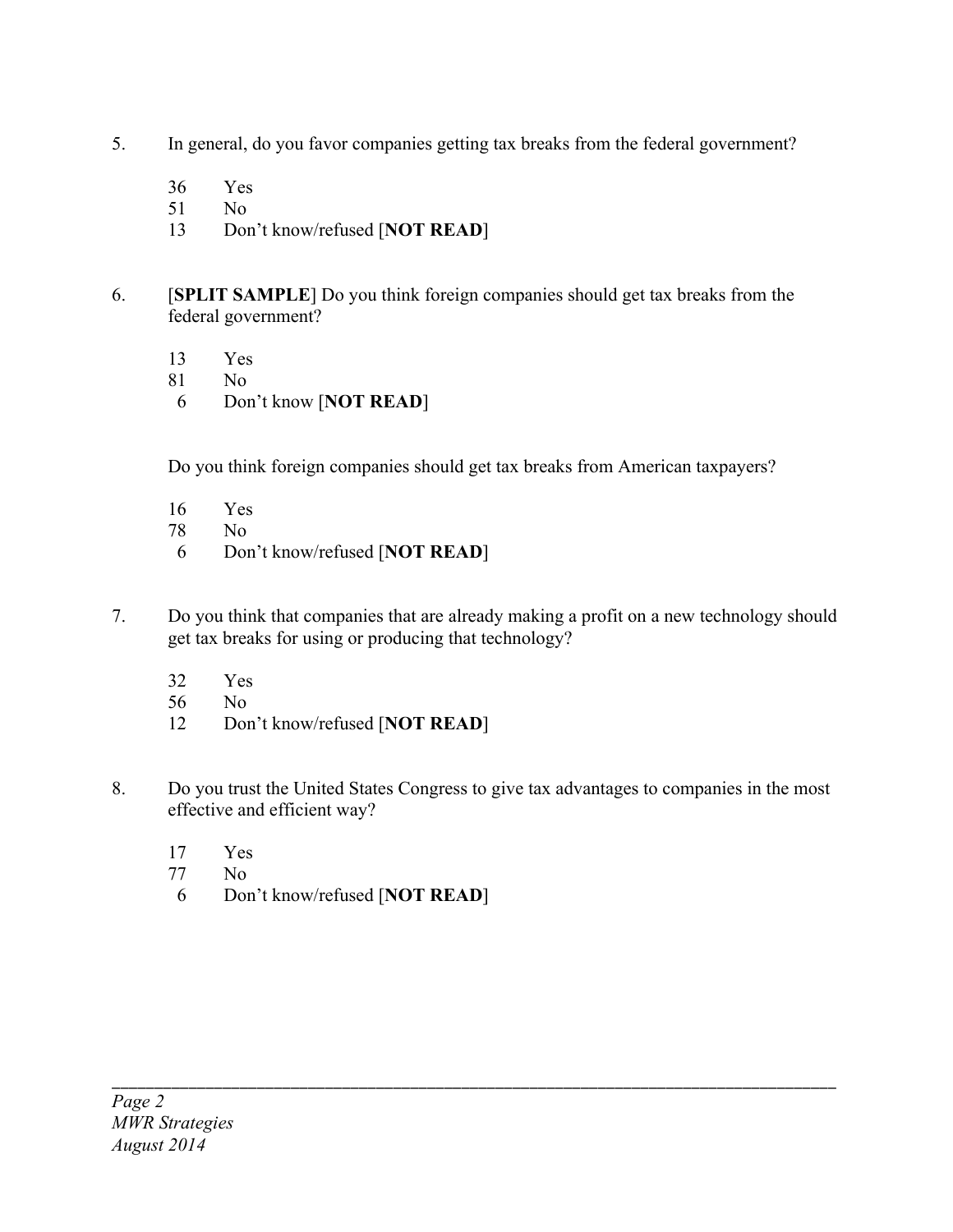5. In general, do you favor companies getting tax breaks from the federal government?

   36 Yes
   51 No
   13 Don't know/refused [**NOT READ**]

6. [**SPLIT SAMPLE**] Do you think foreign companies should get tax breaks from the federal government?

   13 Yes
   81 No
   6 Don't know [**NOT READ**]

   Do you think foreign companies should get tax breaks from American taxpayers?

   16 Yes
   78 No
   6 Don't know/refused [**NOT READ**]

7. Do you think that companies that are already making a profit on a new technology should get tax breaks for using or producing that technology?

   32 Yes
   56 No
   12 Don't know/refused [**NOT READ**]

8. Do you trust the United States Congress to give tax advantages to companies in the most effective and efficient way?

   17 Yes
   77 No
   6 Don't know/refused [**NOT READ**]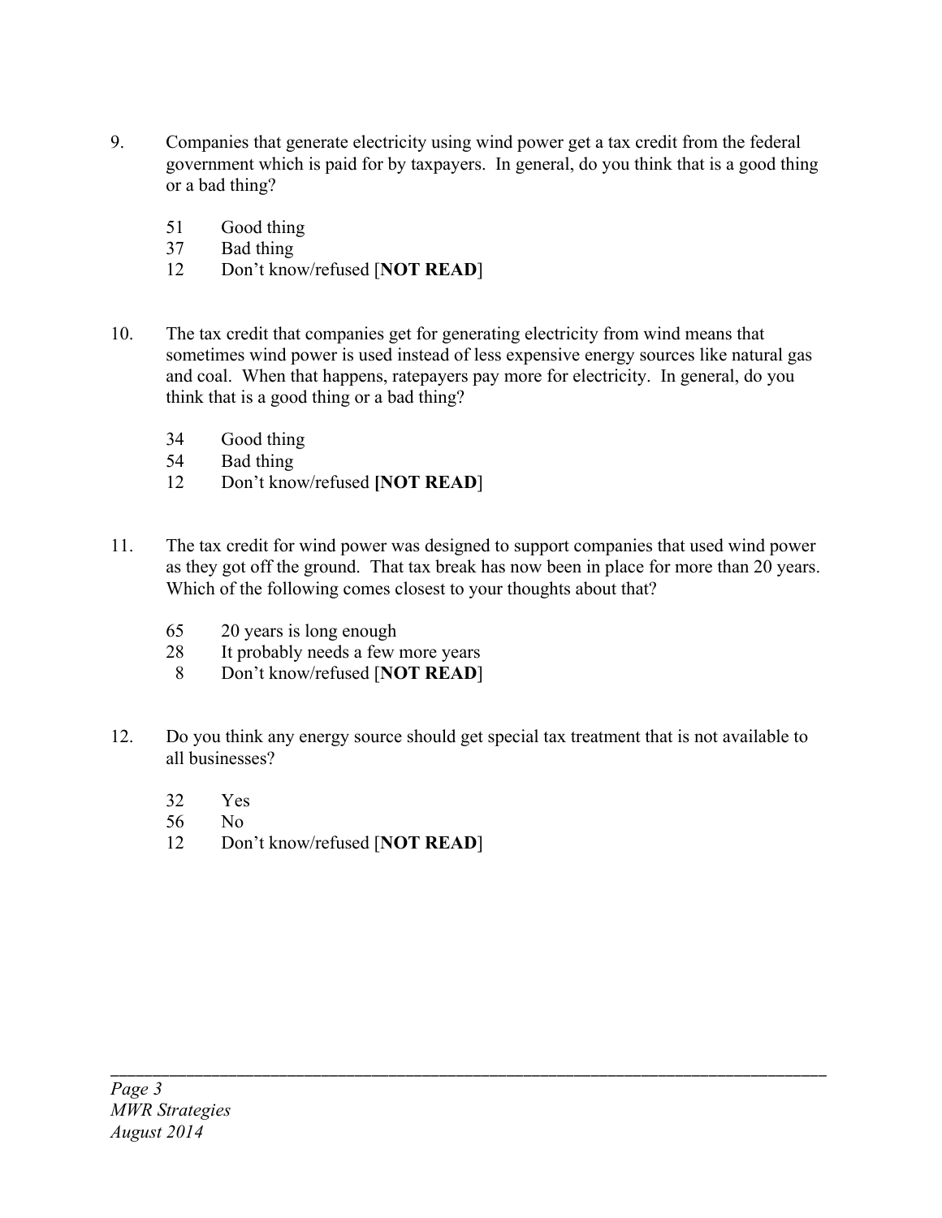9. Companies that generate electricity using wind power get a tax credit from the federal government which is paid for by taxpayers. In general, do you think that is a good thing or a bad thing?

    51 Good thing
    37 Bad thing
    12 Don't know/refused [**NOT READ**]

10. The tax credit that companies get for generating electricity from wind means that sometimes wind power is used instead of less expensive energy sources like natural gas and coal. When that happens, ratepayers pay more for electricity. In general, do you think that is a good thing or a bad thing?

    34 Good thing
    54 Bad thing
    12 Don't know/refused **[NOT READ**]

11. The tax credit for wind power was designed to support companies that used wind power as they got off the ground. That tax break has now been in place for more than 20 years. Which of the following comes closest to your thoughts about that?

    65 20 years is long enough
    28 It probably needs a few more years
    8 Don't know/refused [**NOT READ**]

12. Do you think any energy source should get special tax treatment that is not available to all businesses?

    32 Yes
    56 No
    12 Don't know/refused [**NOT READ**]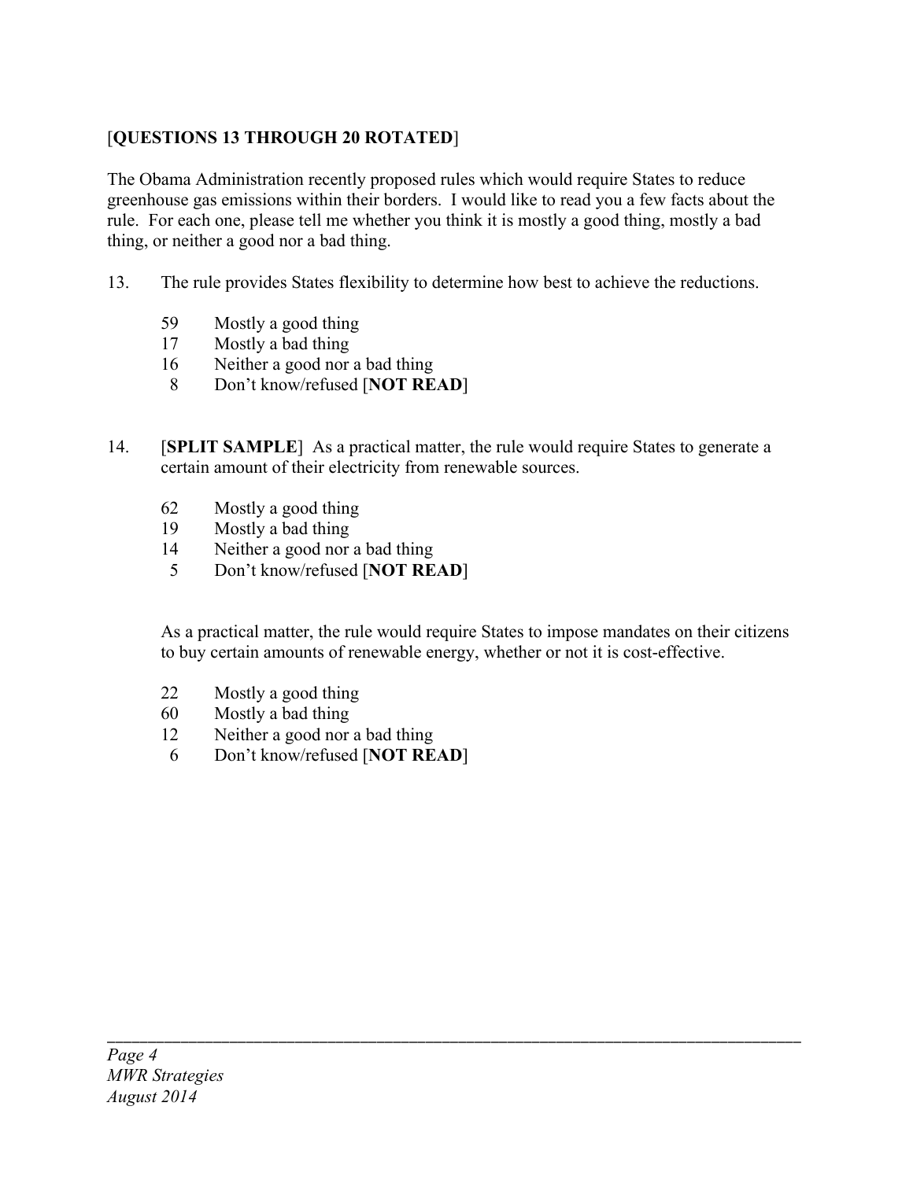[**QUESTIONS 13 THROUGH 20 ROTATED**]

The Obama Administration recently proposed rules which would require States to reduce greenhouse gas emissions within their borders. I would like to read you a few facts about the rule. For each one, please tell me whether you think it is mostly a good thing, mostly a bad thing, or neither a good nor a bad thing.

13. The rule provides States flexibility to determine how best to achieve the reductions.

    59 Mostly a good thing
    17 Mostly a bad thing
    16 Neither a good nor a bad thing
    8 Don't know/refused [**NOT READ**]

14. [**SPLIT SAMPLE**] As a practical matter, the rule would require States to generate a certain amount of their electricity from renewable sources.

    62 Mostly a good thing
    19 Mostly a bad thing
    14 Neither a good nor a bad thing
    5 Don't know/refused [**NOT READ**]

    As a practical matter, the rule would require States to impose mandates on their citizens to buy certain amounts of renewable energy, whether or not it is cost-effective.

    22 Mostly a good thing
    60 Mostly a bad thing
    12 Neither a good nor a bad thing
    6 Don't know/refused [**NOT READ**]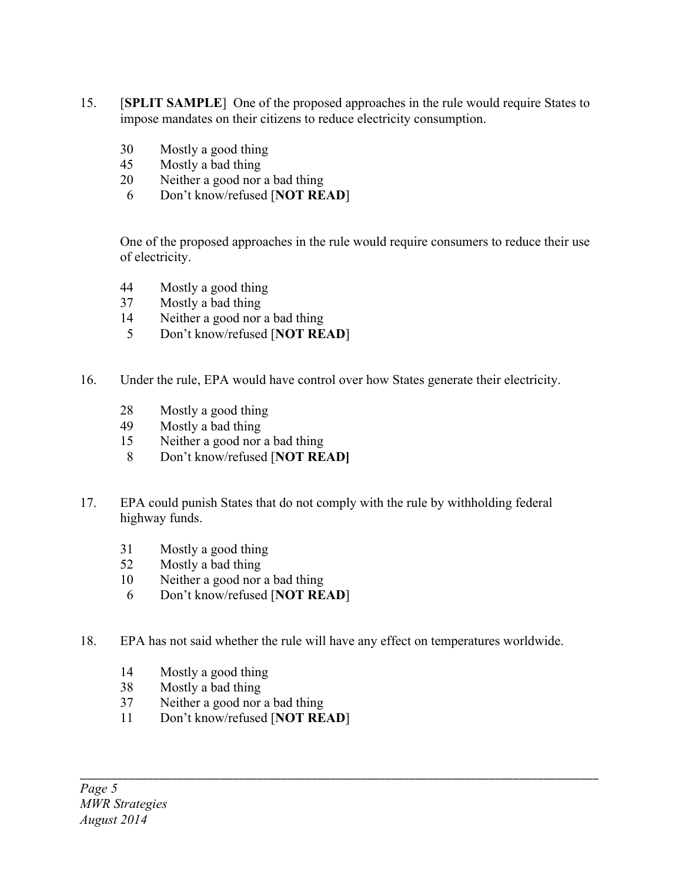15. [**SPLIT SAMPLE**] One of the proposed approaches in the rule would require States to impose mandates on their citizens to reduce electricity consumption.

    30 Mostly a good thing
    45 Mostly a bad thing
    20 Neither a good nor a bad thing
    6 Don't know/refused [**NOT READ**]

    One of the proposed approaches in the rule would require consumers to reduce their use of electricity.

    44 Mostly a good thing
    37 Mostly a bad thing
    14 Neither a good nor a bad thing
    5 Don't know/refused [**NOT READ**]

16. Under the rule, EPA would have control over how States generate their electricity.

    28 Mostly a good thing
    49 Mostly a bad thing
    15 Neither a good nor a bad thing
    8 Don't know/refused [**NOT READ]**

17. EPA could punish States that do not comply with the rule by withholding federal highway funds.

    31 Mostly a good thing
    52 Mostly a bad thing
    10 Neither a good nor a bad thing
    6 Don't know/refused [**NOT READ**]

18. EPA has not said whether the rule will have any effect on temperatures worldwide.

    14 Mostly a good thing
    38 Mostly a bad thing
    37 Neither a good nor a bad thing
    11 Don't know/refused [**NOT READ**]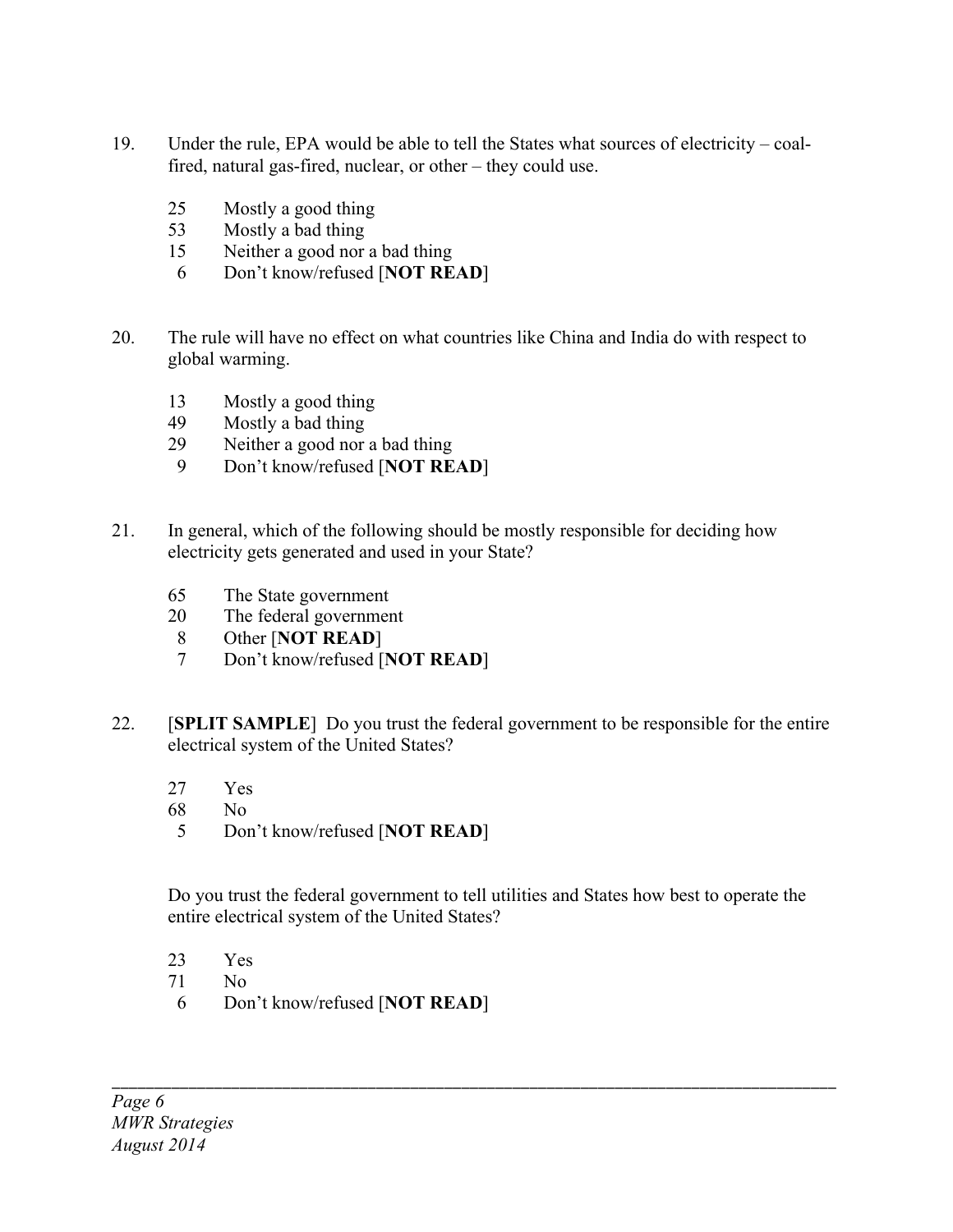19. Under the rule, EPA would be able to tell the States what sources of electricity – coal-fired, natural gas-fired, nuclear, or other – they could use.

    25 Mostly a good thing
    53 Mostly a bad thing
    15 Neither a good nor a bad thing
    6 Don't know/refused [**NOT READ**]

20. The rule will have no effect on what countries like China and India do with respect to global warming.

    13 Mostly a good thing
    49 Mostly a bad thing
    29 Neither a good nor a bad thing
    9 Don't know/refused [**NOT READ**]

21. In general, which of the following should be mostly responsible for deciding how electricity gets generated and used in your State?

    65 The State government
    20 The federal government
    8 Other [**NOT READ**]
    7 Don't know/refused [**NOT READ**]

22. [**SPLIT SAMPLE**] Do you trust the federal government to be responsible for the entire electrical system of the United States?

    27 Yes
    68 No
    5 Don't know/refused [**NOT READ**]

    Do you trust the federal government to tell utilities and States how best to operate the entire electrical system of the United States?

    23 Yes
    71 No
    6 Don't know/refused [**NOT READ**]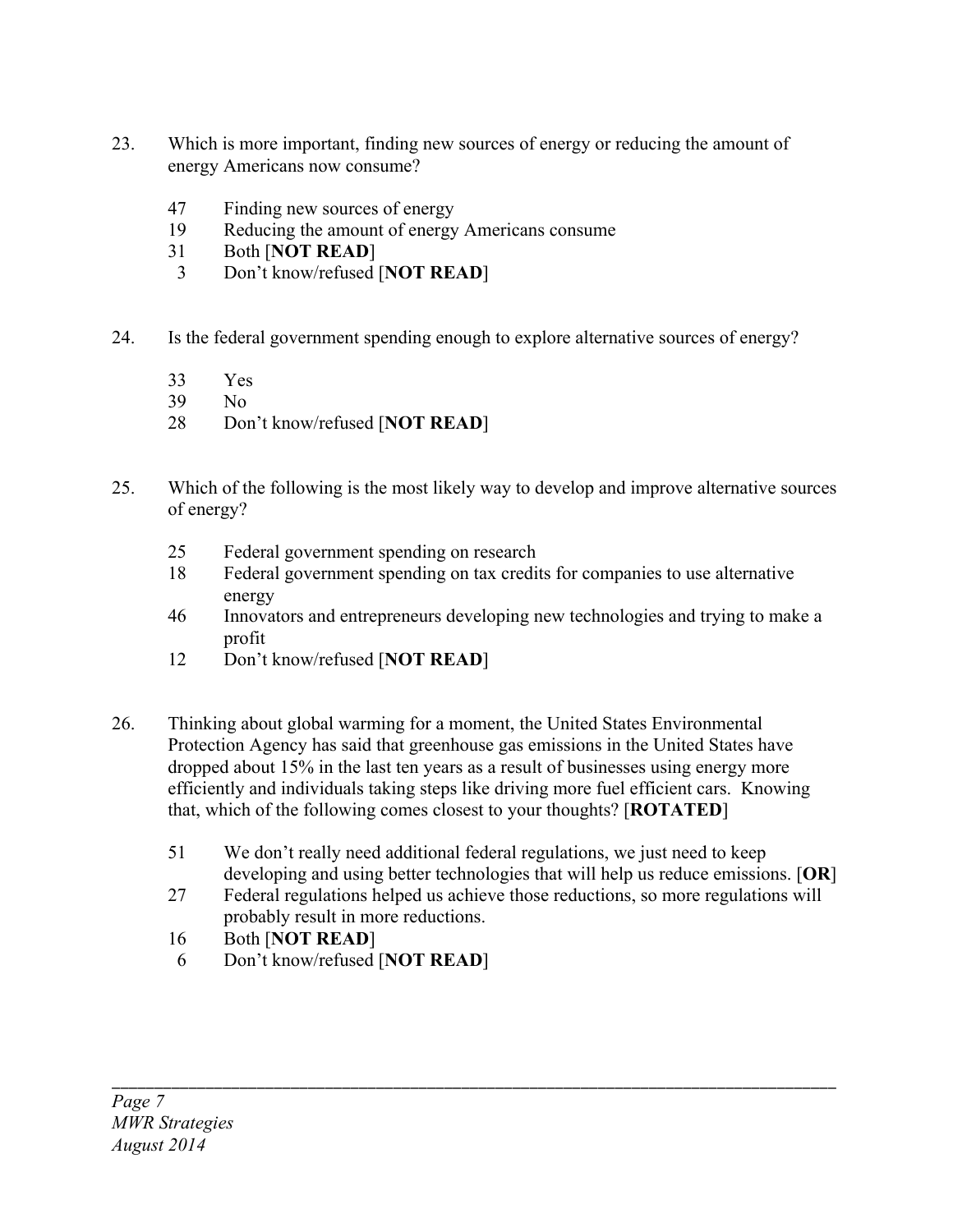23. Which is more important, finding new sources of energy or reducing the amount of energy Americans now consume?

    47 Finding new sources of energy
    19 Reducing the amount of energy Americans consume
    31 Both [**NOT READ**]
    3 Don't know/refused [**NOT READ**]

24. Is the federal government spending enough to explore alternative sources of energy?

    33 Yes
    39 No
    28 Don't know/refused [**NOT READ**]

25. Which of the following is the most likely way to develop and improve alternative sources of energy?

    25 Federal government spending on research
    18 Federal government spending on tax credits for companies to use alternative energy
    46 Innovators and entrepreneurs developing new technologies and trying to make a profit
    12 Don't know/refused [**NOT READ**]

26. Thinking about global warming for a moment, the United States Environmental Protection Agency has said that greenhouse gas emissions in the United States have dropped about 15% in the last ten years as a result of businesses using energy more efficiently and individuals taking steps like driving more fuel efficient cars. Knowing that, which of the following comes closest to your thoughts? [**ROTATED**]

    51 We don't really need additional federal regulations, we just need to keep developing and using better technologies that will help us reduce emissions. [**OR**]
    27 Federal regulations helped us achieve those reductions, so more regulations will probably result in more reductions.
    16 Both [**NOT READ**]
    6 Don't know/refused [**NOT READ**]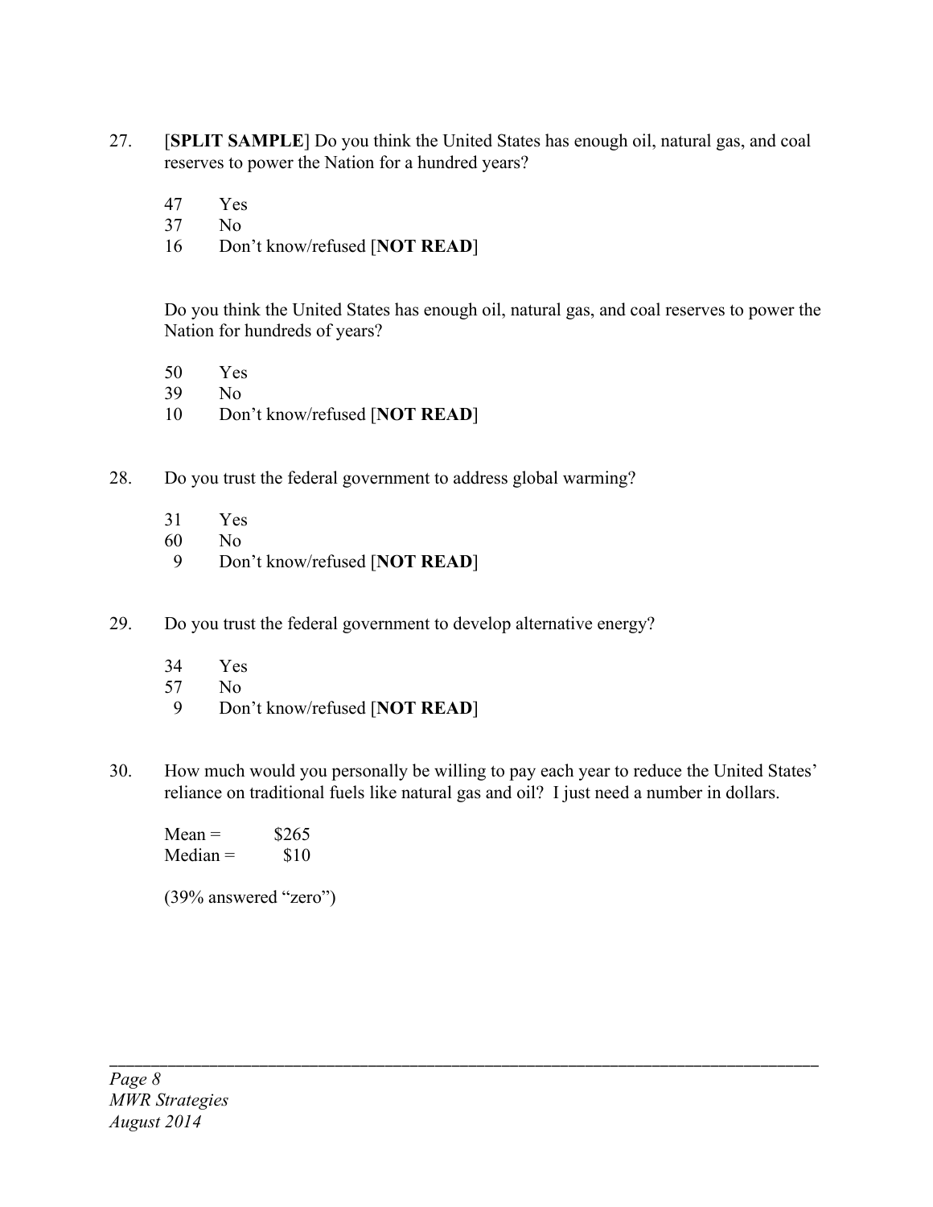27. [**SPLIT SAMPLE**] Do you think the United States has enough oil, natural gas, and coal reserves to power the Nation for a hundred years?

    47 Yes
    37 No
    16 Don't know/refused [**NOT READ**]

    Do you think the United States has enough oil, natural gas, and coal reserves to power the Nation for hundreds of years?

    50 Yes
    39 No
    10 Don't know/refused [**NOT READ**]

28. Do you trust the federal government to address global warming?

    31 Yes
    60 No
    9 Don't know/refused [**NOT READ**]

29. Do you trust the federal government to develop alternative energy?

    34 Yes
    57 No
    9 Don't know/refused [**NOT READ**]

30. How much would you personally be willing to pay each year to reduce the United States' reliance on traditional fuels like natural gas and oil? I just need a number in dollars.

    Mean = $265
    Median = $10

    (39% answered "zero")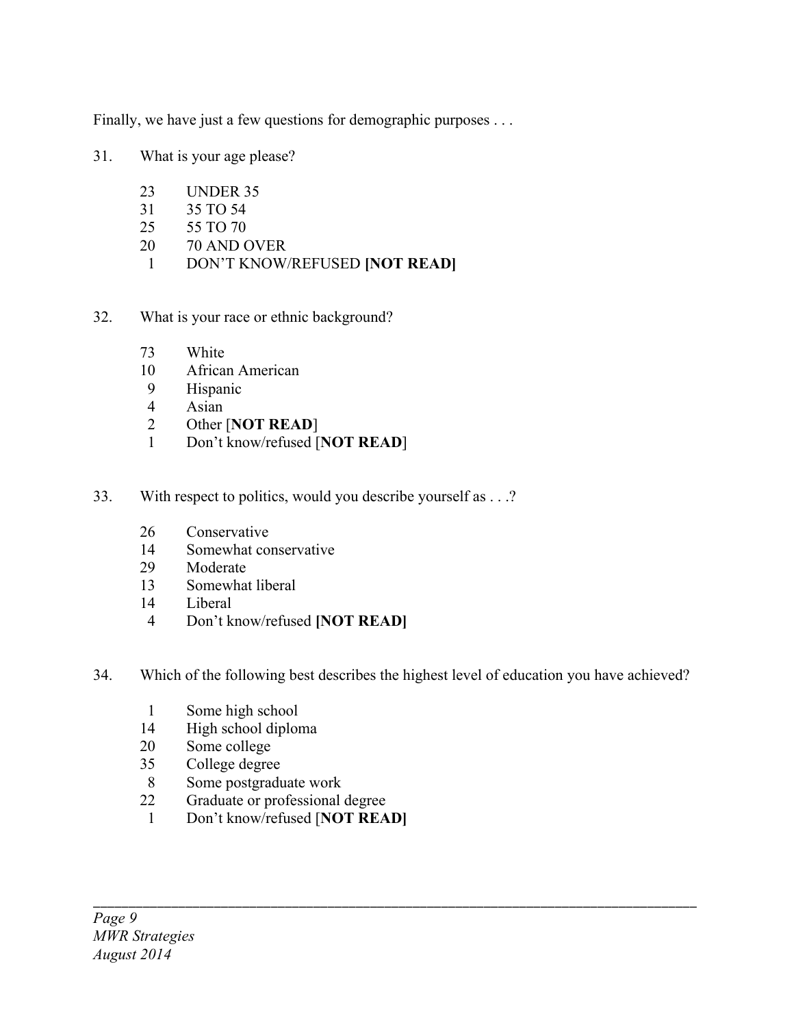Finally, we have just a few questions for demographic purposes . . .

31. What is your age please?

| | |
|---|---|
| 23 | UNDER 35 |
| 31 | 35 TO 54 |
| 25 | 55 TO 70 |
| 20 | 70 AND OVER |
| 1 | DON'T KNOW/REFUSED **[NOT READ]** |

32. What is your race or ethnic background?

| | |
|---|---|
| 73 | White |
| 10 | African American |
| 9 | Hispanic |
| 4 | Asian |
| 2 | Other [**NOT READ**] |
| 1 | Don't know/refused [**NOT READ**] |

33. With respect to politics, would you describe yourself as . . .?

| | |
|---|---|
| 26 | Conservative |
| 14 | Somewhat conservative |
| 29 | Moderate |
| 13 | Somewhat liberal |
| 14 | Liberal |
| 4 | Don't know/refused **[NOT READ]** |

34. Which of the following best describes the highest level of education you have achieved?

| | |
|---|---|
| 1 | Some high school |
| 14 | High school diploma |
| 20 | Some college |
| 35 | College degree |
| 8 | Some postgraduate work |
| 22 | Graduate or professional degree |
| 1 | Don't know/refused [**NOT READ]** |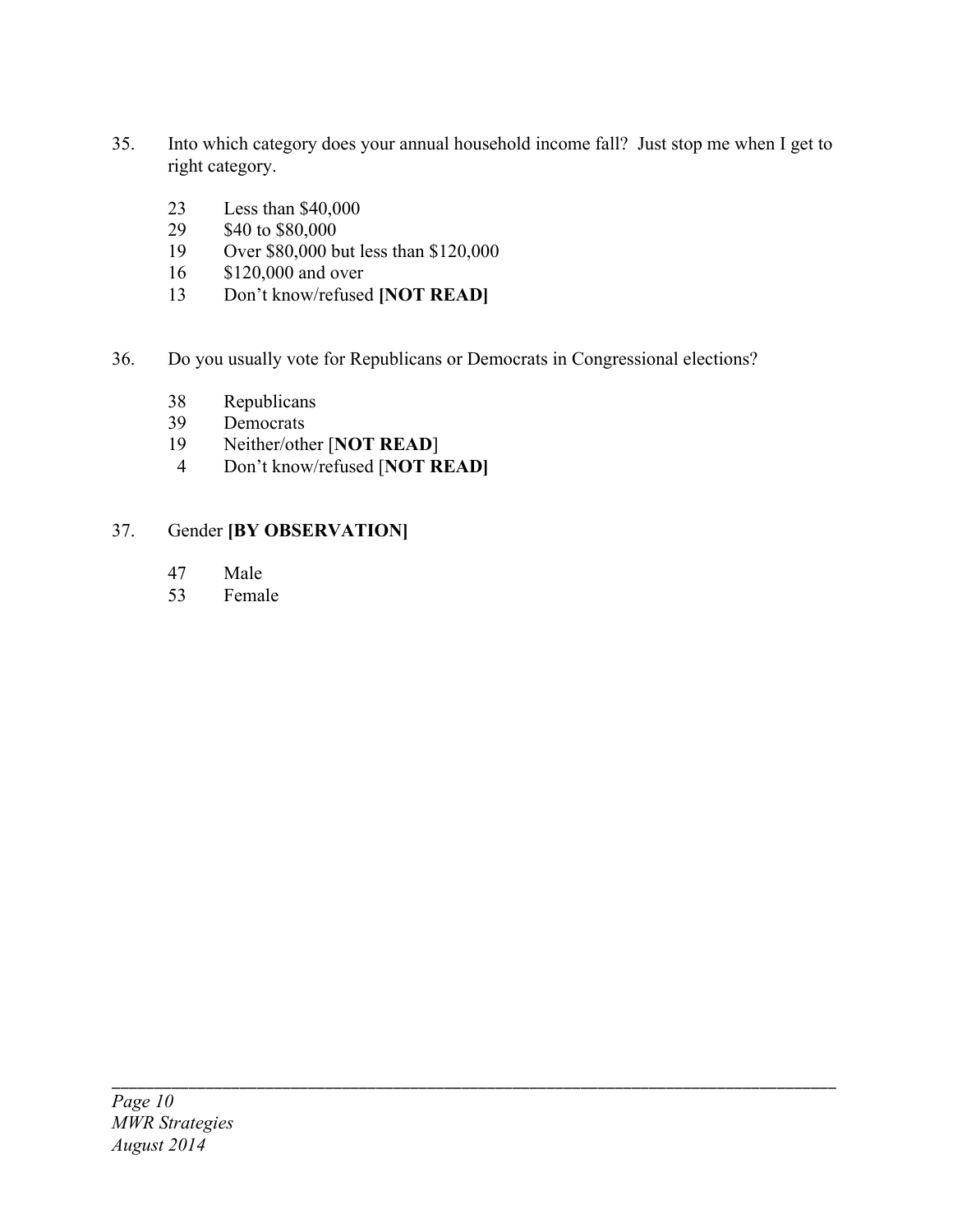35. Into which category does your annual household income fall? Just stop me when I get to right category.

    23 Less than $40,000
    29 $40 to $80,000
    19 Over $80,000 but less than $120,000
    16 $120,000 and over
    13 Don't know/refused **[NOT READ]**

36. Do you usually vote for Republicans or Democrats in Congressional elections?

    38 Republicans
    39 Democrats
    19 Neither/other [**NOT READ**]
    4 Don't know/refused [**NOT READ]**

37. Gender **[BY OBSERVATION]**

    47 Male
    53 Female